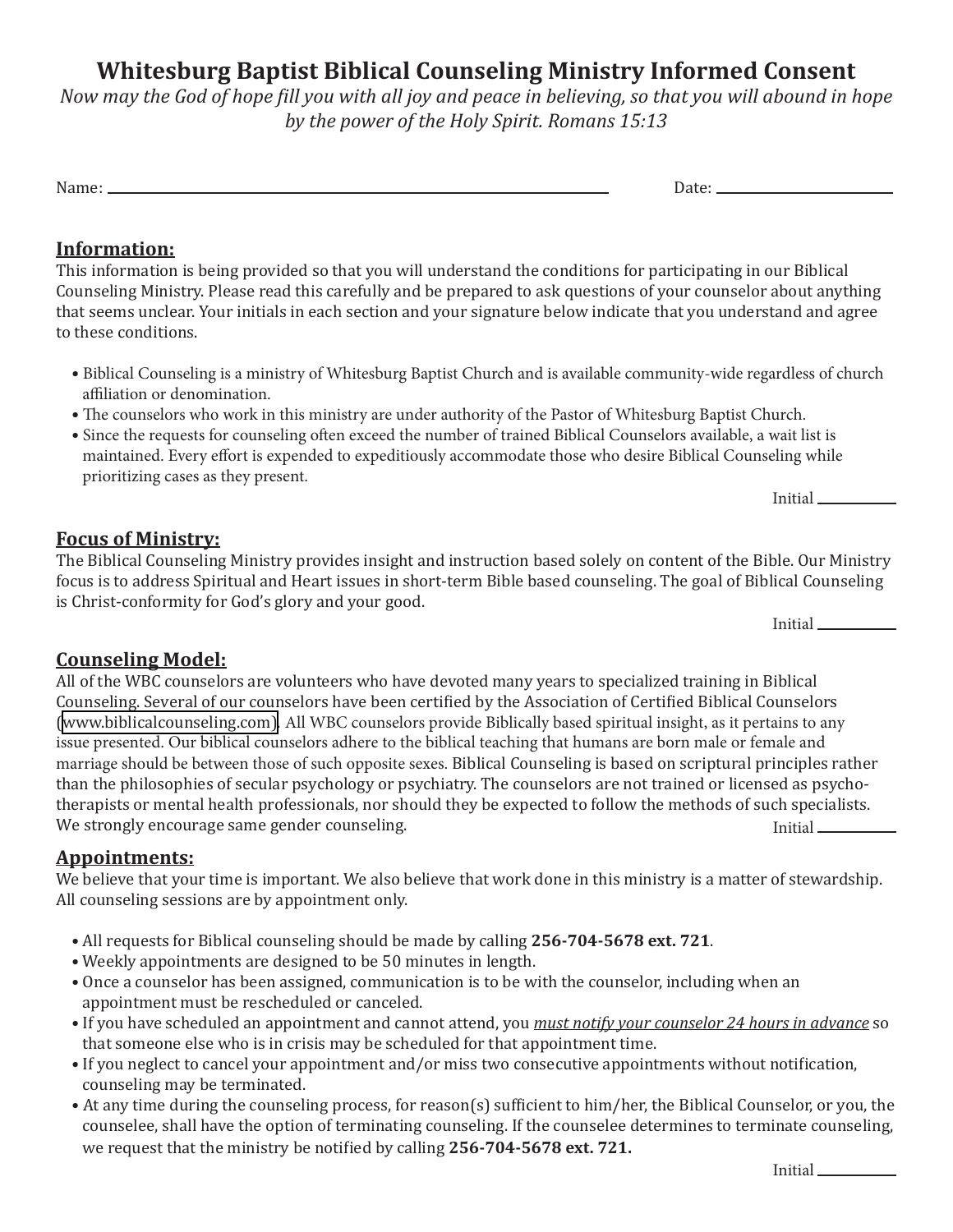# Whitesburg Baptist Biblical Counseling Ministry Informed Consent

*Now may the God of hope fill you with all joy and peace in believing, so that you will abound in hope by the power of the Holy Spirit. Romans 15:13*

Name: ______________________________ Date: ______________

## Information:

This information is being provided so that you will understand the conditions for participating in our Biblical Counseling Ministry. Please read this carefully and be prepared to ask questions of your counselor about anything that seems unclear. Your initials in each section and your signature below indicate that you understand and agree to these conditions.

- Biblical Counseling is a ministry of Whitesburg Baptist Church and is available community-wide regardless of church affiliation or denomination.
- The counselors who work in this ministry are under authority of the Pastor of Whitesburg Baptist Church.
- Since the requests for counseling often exceed the number of trained Biblical Counselors available, a wait list is maintained. Every effort is expended to expeditiously accommodate those who desire Biblical Counseling while prioritizing cases as they present.

Initial ________

## Focus of Ministry:

The Biblical Counseling Ministry provides insight and instruction based solely on content of the Bible. Our Ministry focus is to address Spiritual and Heart issues in short-term Bible based counseling. The goal of Biblical Counseling is Christ-conformity for God's glory and your good.

Initial ________

## Counseling Model:

All of the WBC counselors are volunteers who have devoted many years to specialized training in Biblical Counseling. Several of our counselors have been certified by the Association of Certified Biblical Counselors (www.biblicalcounseling.com). All WBC counselors provide Biblically based spiritual insight, as it pertains to any issue presented. Our biblical counselors adhere to the biblical teaching that humans are born male or female and marriage should be between those of such opposite sexes. Biblical Counseling is based on scriptural principles rather than the philosophies of secular psychology or psychiatry. The counselors are not trained or licensed as psychotherapists or mental health professionals, nor should they be expected to follow the methods of such specialists. We strongly encourage same gender counseling.

Initial ________

## Appointments:

We believe that your time is important. We also believe that work done in this ministry is a matter of stewardship. All counseling sessions are by appointment only.

- All requests for Biblical counseling should be made by calling **256-704-5678 ext. 721**.
- Weekly appointments are designed to be 50 minutes in length.
- Once a counselor has been assigned, communication is to be with the counselor, including when an appointment must be rescheduled or canceled.
- If you have scheduled an appointment and cannot attend, you *must notify your counselor 24 hours in advance* so that someone else who is in crisis may be scheduled for that appointment time.
- If you neglect to cancel your appointment and/or miss two consecutive appointments without notification, counseling may be terminated.
- At any time during the counseling process, for reason(s) sufficient to him/her, the Biblical Counselor, or you, the counselee, shall have the option of terminating counseling. If the counselee determines to terminate counseling, we request that the ministry be notified by calling **256-704-5678 ext. 721.**

Initial ________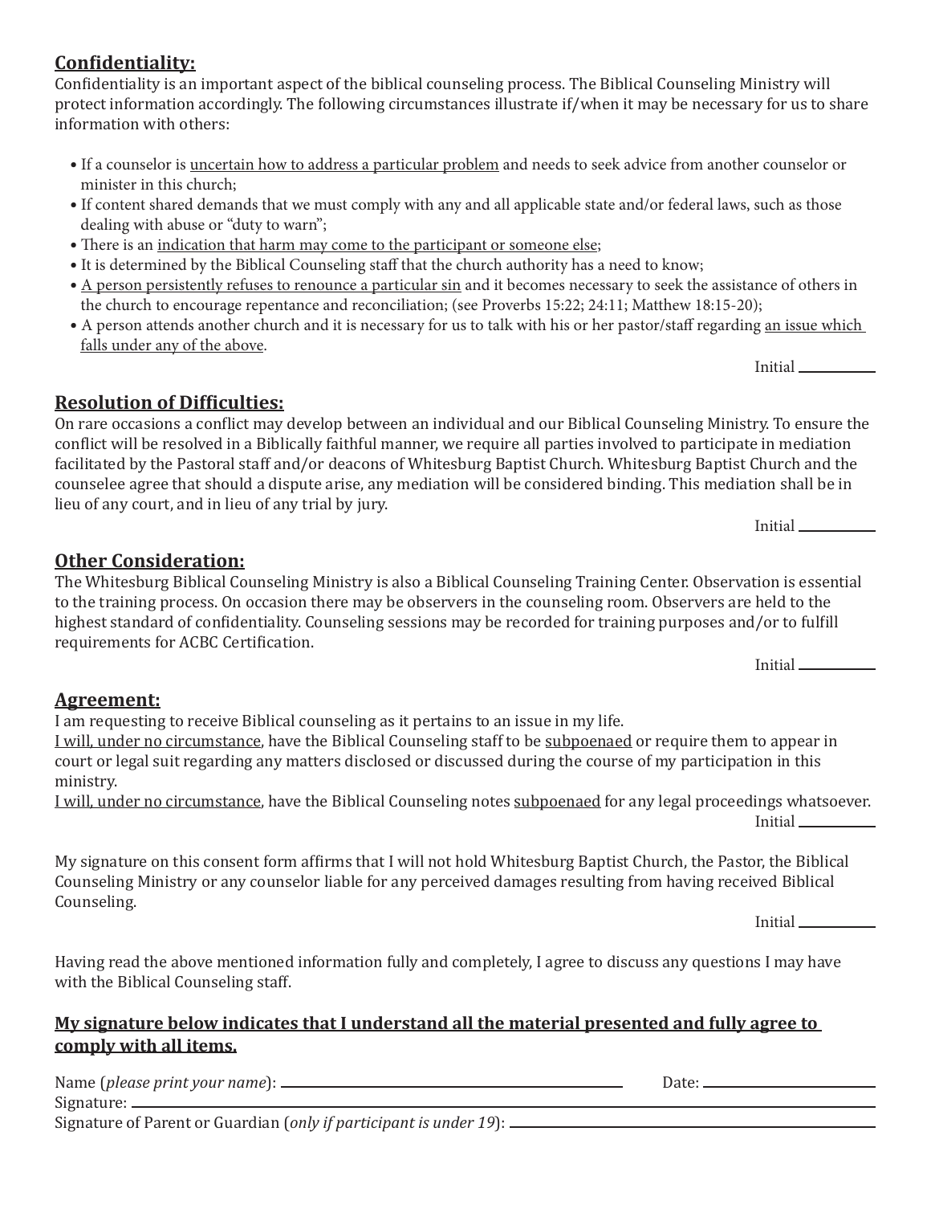## Confidentiality:

Confidentiality is an important aspect of the biblical counseling process. The Biblical Counseling Ministry will protect information accordingly. The following circumstances illustrate if/when it may be necessary for us to share information with others:

- If a counselor is <u>uncertain how to address a particular problem</u> and needs to seek advice from another counselor or minister in this church;
- If content shared demands that we must comply with any and all applicable state and/or federal laws, such as those dealing with abuse or "duty to warn";
- There is an <u>indication that harm may come to the participant or someone else</u>;
- It is determined by the Biblical Counseling staff that the church authority has a need to know;
- <u>A person persistently refuses to renounce a particular sin</u> and it becomes necessary to seek the assistance of others in the church to encourage repentance and reconciliation; (see Proverbs 15:22; 24:11; Matthew 18:15-20);
- A person attends another church and it is necessary for us to talk with his or her pastor/staff regarding <u>an issue which falls under any of the above</u>.

Initial ________

## Resolution of Difficulties:

On rare occasions a conflict may develop between an individual and our Biblical Counseling Ministry. To ensure the conflict will be resolved in a Biblically faithful manner, we require all parties involved to participate in mediation facilitated by the Pastoral staff and/or deacons of Whitesburg Baptist Church. Whitesburg Baptist Church and the counselee agree that should a dispute arise, any mediation will be considered binding. This mediation shall be in lieu of any court, and in lieu of any trial by jury.

Initial ________

## Other Consideration:

The Whitesburg Biblical Counseling Ministry is also a Biblical Counseling Training Center. Observation is essential to the training process. On occasion there may be observers in the counseling room. Observers are held to the highest standard of confidentiality. Counseling sessions may be recorded for training purposes and/or to fulfill requirements for ACBC Certification.

Initial ________

## Agreement:

I am requesting to receive Biblical counseling as it pertains to an issue in my life.
<u>I will, under no circumstance</u>, have the Biblical Counseling staff to be <u>subpoenaed</u> or require them to appear in court or legal suit regarding any matters disclosed or discussed during the course of my participation in this ministry.
<u>I will, under no circumstance</u>, have the Biblical Counseling notes <u>subpoenaed</u> for any legal proceedings whatsoever.

Initial ________

My signature on this consent form affirms that I will not hold Whitesburg Baptist Church, the Pastor, the Biblical Counseling Ministry or any counselor liable for any perceived damages resulting from having received Biblical Counseling.

Initial ________

Having read the above mentioned information fully and completely, I agree to discuss any questions I may have with the Biblical Counseling staff.

**<u>My signature below indicates that I understand all the material presented and fully agree to comply with all items.</u>**

Name (*please print your name*): ______________________ Date: ______________
Signature: ______________________________________________
Signature of Parent or Guardian (*only if participant is under 19*): ______________________